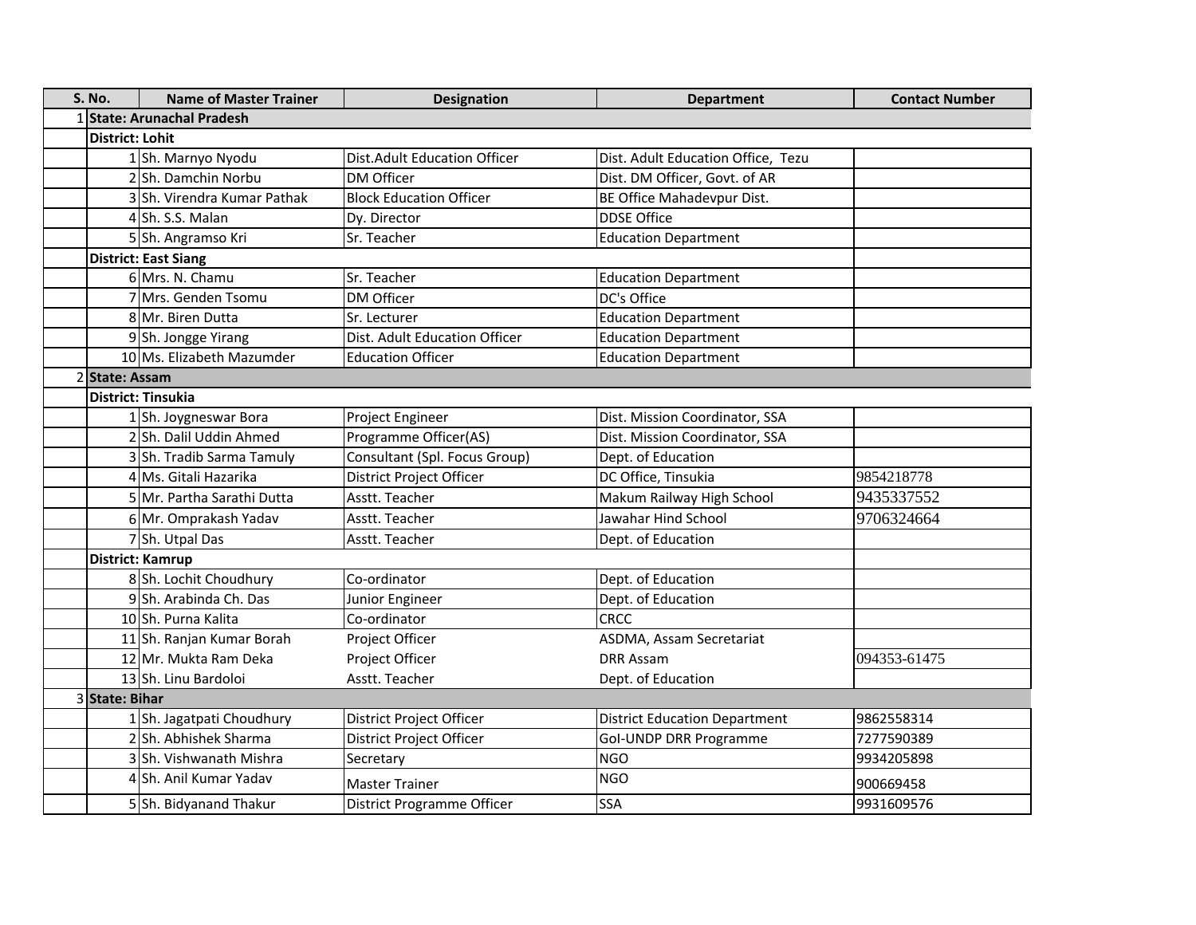| S. No. | | Name of Master Trainer | Designation | Department | Contact Number |
|---|---|---|---|---|---|
| 1 | **State: Arunachal Pradesh** | | | | |
| | **District: Lohit** | | | | |
| | 1 | Sh. Marnyo Nyodu | Dist.Adult Education Officer | Dist. Adult Education Office, Tezu | |
| | 2 | Sh. Damchin Norbu | DM Officer | Dist. DM Officer, Govt. of AR | |
| | 3 | Sh. Virendra Kumar Pathak | Block Education Officer | BE Office Mahadevpur Dist. | |
| | 4 | Sh. S.S. Malan | Dy. Director | DDSE Office | |
| | 5 | Sh. Angramso Kri | Sr. Teacher | Education Department | |
| | **District: East Siang** | | | | |
| | 6 | Mrs. N. Chamu | Sr. Teacher | Education Department | |
| | 7 | Mrs. Genden Tsomu | DM Officer | DC's Office | |
| | 8 | Mr. Biren Dutta | Sr. Lecturer | Education Department | |
| | 9 | Sh. Jongge Yirang | Dist. Adult Education Officer | Education Department | |
| | 10 | Ms. Elizabeth Mazumder | Education Officer | Education Department | |
| 2 | **State: Assam** | | | | |
| | **District: Tinsukia** | | | | |
| | 1 | Sh. Joygneswar Bora | Project Engineer | Dist. Mission Coordinator, SSA | |
| | 2 | Sh. Dalil Uddin Ahmed | Programme Officer(AS) | Dist. Mission Coordinator, SSA | |
| | 3 | Sh. Tradib Sarma Tamuly | Consultant (Spl. Focus Group) | Dept. of Education | |
| | 4 | Ms. Gitali Hazarika | District Project Officer | DC Office, Tinsukia | 9854218778 |
| | 5 | Mr. Partha Sarathi Dutta | Asstt. Teacher | Makum Railway High School | 9435337552 |
| | 6 | Mr. Omprakash Yadav | Asstt. Teacher | Jawahar Hind School | 9706324664 |
| | 7 | Sh. Utpal Das | Asstt. Teacher | Dept. of Education | |
| | **District: Kamrup** | | | | |
| | 8 | Sh. Lochit Choudhury | Co-ordinator | Dept. of Education | |
| | 9 | Sh. Arabinda Ch. Das | Junior Engineer | Dept. of Education | |
| | 10 | Sh. Purna Kalita | Co-ordinator | CRCC | |
| | 11 | Sh. Ranjan Kumar Borah | Project Officer | ASDMA, Assam Secretariat | |
| | 12 | Mr. Mukta Ram Deka | Project Officer | DRR Assam | 094353-61475 |
| | 13 | Sh. Linu Bardoloi | Asstt. Teacher | Dept. of Education | |
| 3 | **State: Bihar** | | | | |
| | 1 | Sh. Jagatpati Choudhury | District Project Officer | District Education Department | 9862558314 |
| | 2 | Sh. Abhishek Sharma | District Project Officer | GoI-UNDP DRR Programme | 7277590389 |
| | 3 | Sh. Vishwanath Mishra | Secretary | NGO | 9934205898 |
| | 4 | Sh. Anil Kumar Yadav | Master Trainer | NGO | 900669458 |
| | 5 | Sh. Bidyanand Thakur | District Programme Officer | SSA | 9931609576 |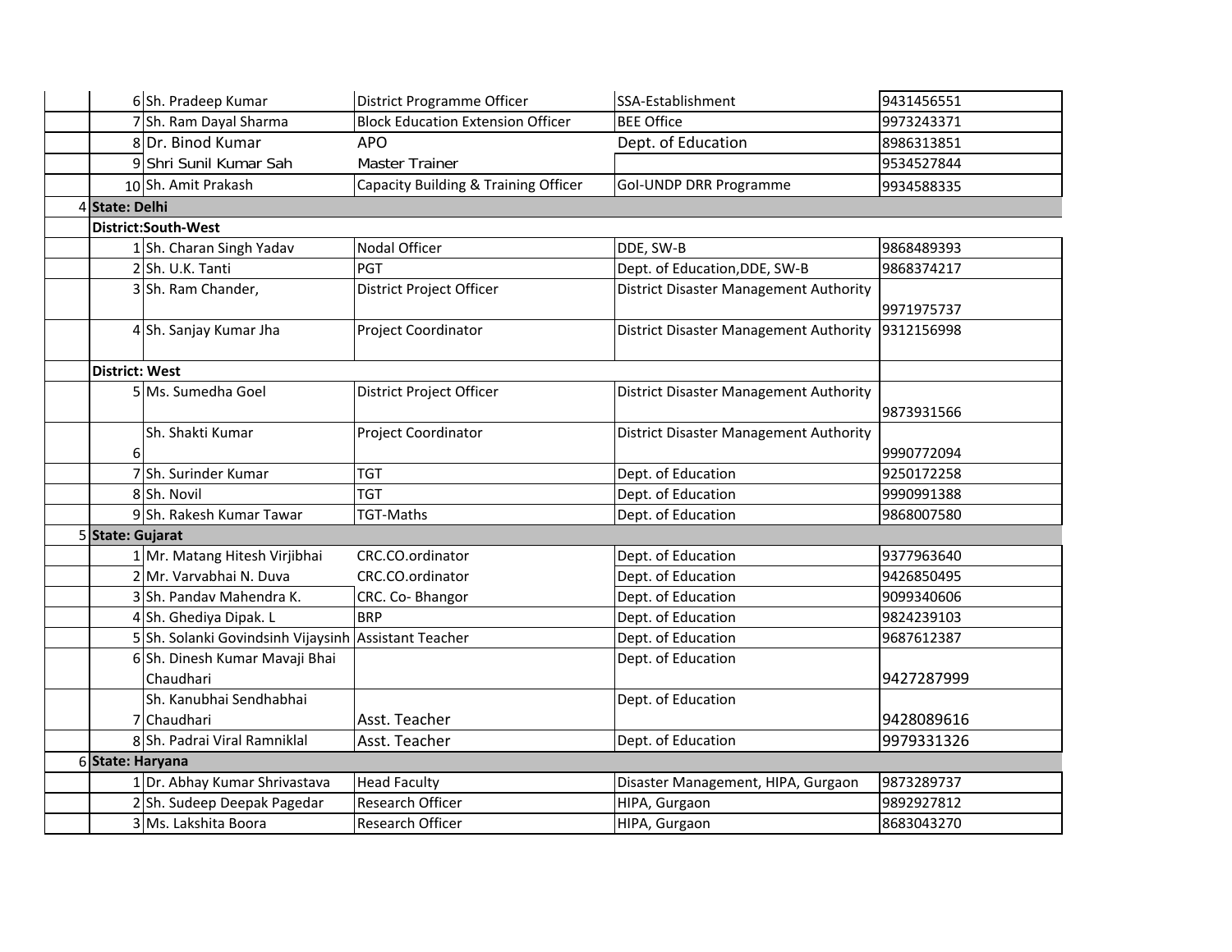| | | | | | |
|---|---|---|---|---|---|
| | 6 | Sh. Pradeep Kumar | District Programme Officer | SSA-Establishment | 9431456551 |
| | 7 | Sh. Ram Dayal Sharma | Block Education Extension Officer | BEE Office | 9973243371 |
| | 8 | Dr. Binod Kumar | APO | Dept. of Education | 8986313851 |
| | 9 | Shri Sunil Kumar Sah | Master Trainer | | 9534527844 |
| | 10 | Sh. Amit Prakash | Capacity Building & Training Officer | GoI-UNDP DRR Programme | 9934588335 |
| 4 | **State: Delhi** | | | | |
| | **District:South-West** | | | | |
| | 1 | Sh. Charan Singh Yadav | Nodal Officer | DDE, SW-B | 9868489393 |
| | 2 | Sh. U.K. Tanti | PGT | Dept. of Education,DDE, SW-B | 9868374217 |
| | 3 | Sh. Ram Chander, | District Project Officer | District Disaster Management Authority | 9971975737 |
| | 4 | Sh. Sanjay Kumar Jha | Project Coordinator | District Disaster Management Authority | 9312156998 |
| | **District: West** | | | | |
| | 5 | Ms. Sumedha Goel | District Project Officer | District Disaster Management Authority | 9873931566 |
| | 6 | Sh. Shakti Kumar | Project Coordinator | District Disaster Management Authority | 9990772094 |
| | 7 | Sh. Surinder Kumar | TGT | Dept. of Education | 9250172258 |
| | 8 | Sh. Novil | TGT | Dept. of Education | 9990991388 |
| | 9 | Sh. Rakesh Kumar Tawar | TGT-Maths | Dept. of Education | 9868007580 |
| 5 | **State: Gujarat** | | | | |
| | 1 | Mr. Matang Hitesh Virjibhai | CRC.CO.ordinator | Dept. of Education | 9377963640 |
| | 2 | Mr. Varvabhai N. Duva | CRC.CO.ordinator | Dept. of Education | 9426850495 |
| | 3 | Sh. Pandav Mahendra K. | CRC. Co- Bhangor | Dept. of Education | 9099340606 |
| | 4 | Sh. Ghediya Dipak. L | BRP | Dept. of Education | 9824239103 |
| | 5 | Sh. Solanki Govindsinh Vijaysinh | Assistant Teacher | Dept. of Education | 9687612387 |
| | 6 | Sh. Dinesh Kumar Mavaji Bhai Chaudhari | | Dept. of Education | 9427287999 |
| | 7 | Sh. Kanubhai Sendhabhai Chaudhari | Asst. Teacher | Dept. of Education | 9428089616 |
| | 8 | Sh. Padrai Viral Ramniklal | Asst. Teacher | Dept. of Education | 9979331326 |
| 6 | **State: Haryana** | | | | |
| | 1 | Dr. Abhay Kumar Shrivastava | Head Faculty | Disaster Management, HIPA, Gurgaon | 9873289737 |
| | 2 | Sh. Sudeep Deepak Pagedar | Research Officer | HIPA, Gurgaon | 9892927812 |
| | 3 | Ms. Lakshita Boora | Research Officer | HIPA, Gurgaon | 8683043270 |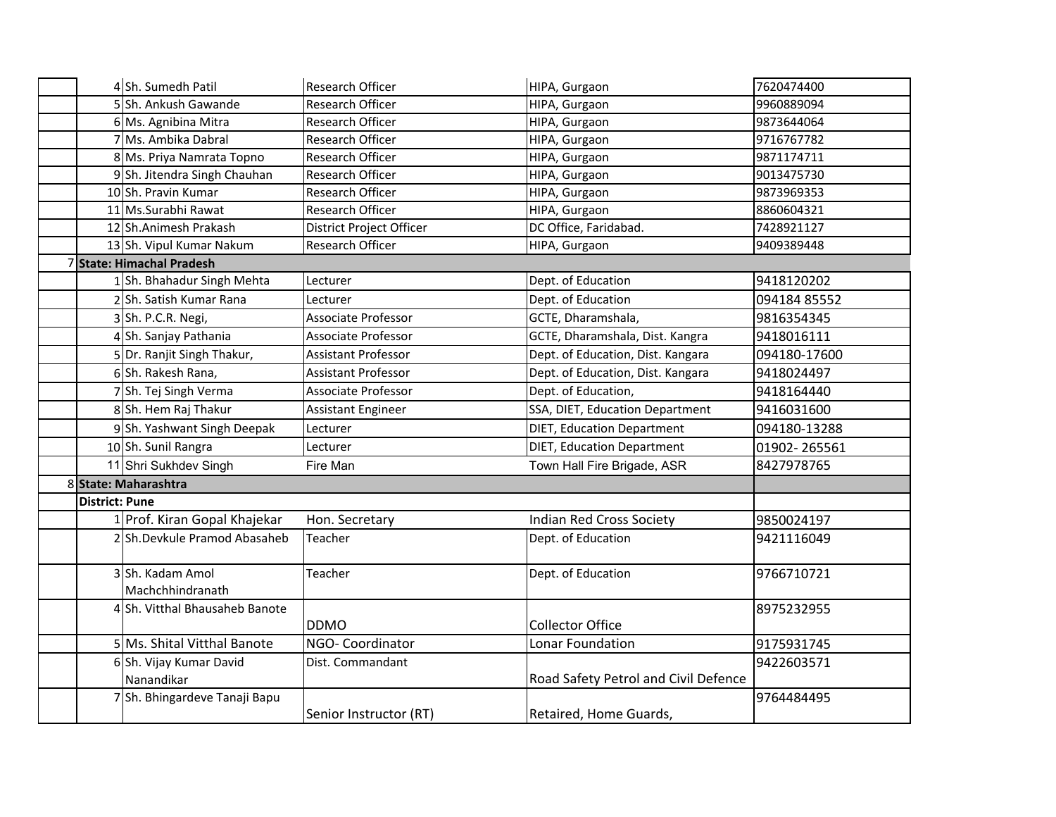| | | | | | |
|---|---|---|---|---|---|
| | 4 | Sh. Sumedh Patil | Research Officer | HIPA, Gurgaon | 7620474400 |
| | 5 | Sh. Ankush Gawande | Research Officer | HIPA, Gurgaon | 9960889094 |
| | 6 | Ms. Agnibina Mitra | Research Officer | HIPA, Gurgaon | 9873644064 |
| | 7 | Ms. Ambika Dabral | Research Officer | HIPA, Gurgaon | 9716767782 |
| | 8 | Ms. Priya Namrata Topno | Research Officer | HIPA, Gurgaon | 9871174711 |
| | 9 | Sh. Jitendra Singh Chauhan | Research Officer | HIPA, Gurgaon | 9013475730 |
| | 10 | Sh. Pravin Kumar | Research Officer | HIPA, Gurgaon | 9873969353 |
| | 11 | Ms.Surabhi Rawat | Research Officer | HIPA, Gurgaon | 8860604321 |
| | 12 | Sh.Animesh Prakash | District Project Officer | DC Office, Faridabad. | 7428921127 |
| | 13 | Sh. Vipul Kumar Nakum | Research Officer | HIPA, Gurgaon | 9409389448 |
| 7 | **State: Himachal Pradesh** | | | | |
| | 1 | Sh. Bhahadur Singh Mehta | Lecturer | Dept. of Education | 9418120202 |
| | 2 | Sh. Satish Kumar Rana | Lecturer | Dept. of Education | 094184 85552 |
| | 3 | Sh. P.C.R. Negi, | Associate Professor | GCTE, Dharamshala, | 9816354345 |
| | 4 | Sh. Sanjay Pathania | Associate Professor | GCTE, Dharamshala, Dist. Kangra | 9418016111 |
| | 5 | Dr. Ranjit Singh Thakur, | Assistant Professor | Dept. of Education, Dist. Kangara | 094180-17600 |
| | 6 | Sh. Rakesh Rana, | Assistant Professor | Dept. of Education, Dist. Kangara | 9418024497 |
| | 7 | Sh. Tej Singh Verma | Associate Professor | Dept. of Education, | 9418164440 |
| | 8 | Sh. Hem Raj Thakur | Assistant Engineer | SSA, DIET, Education Department | 9416031600 |
| | 9 | Sh. Yashwant Singh Deepak | Lecturer | DIET, Education Department | 094180-13288 |
| | 10 | Sh. Sunil Rangra | Lecturer | DIET, Education Department | 01902- 265561 |
| | 11 | Shri Sukhdev Singh | Fire Man | Town Hall Fire Brigade, ASR | 8427978765 |
| 8 | **State: Maharashtra** | | | | |
| | **District: Pune** | | | | |
| | 1 | Prof. Kiran Gopal Khajekar | Hon. Secretary | Indian Red Cross Society | 9850024197 |
| | 2 | Sh.Devkule Pramod Abasaheb | Teacher | Dept. of Education | 9421116049 |
| | 3 | Sh. Kadam Amol Machchhindranath | Teacher | Dept. of Education | 9766710721 |
| | 4 | Sh. Vitthal Bhausaheb Banote | DDMO | Collector Office | 8975232955 |
| | 5 | Ms. Shital Vitthal Banote | NGO- Coordinator | Lonar Foundation | 9175931745 |
| | 6 | Sh. Vijay Kumar David Nanandikar | Dist. Commandant | Road Safety Petrol and Civil Defence | 9422603571 |
| | 7 | Sh. Bhingardeve Tanaji Bapu | Senior Instructor (RT) | Retaired, Home Guards, | 9764484495 |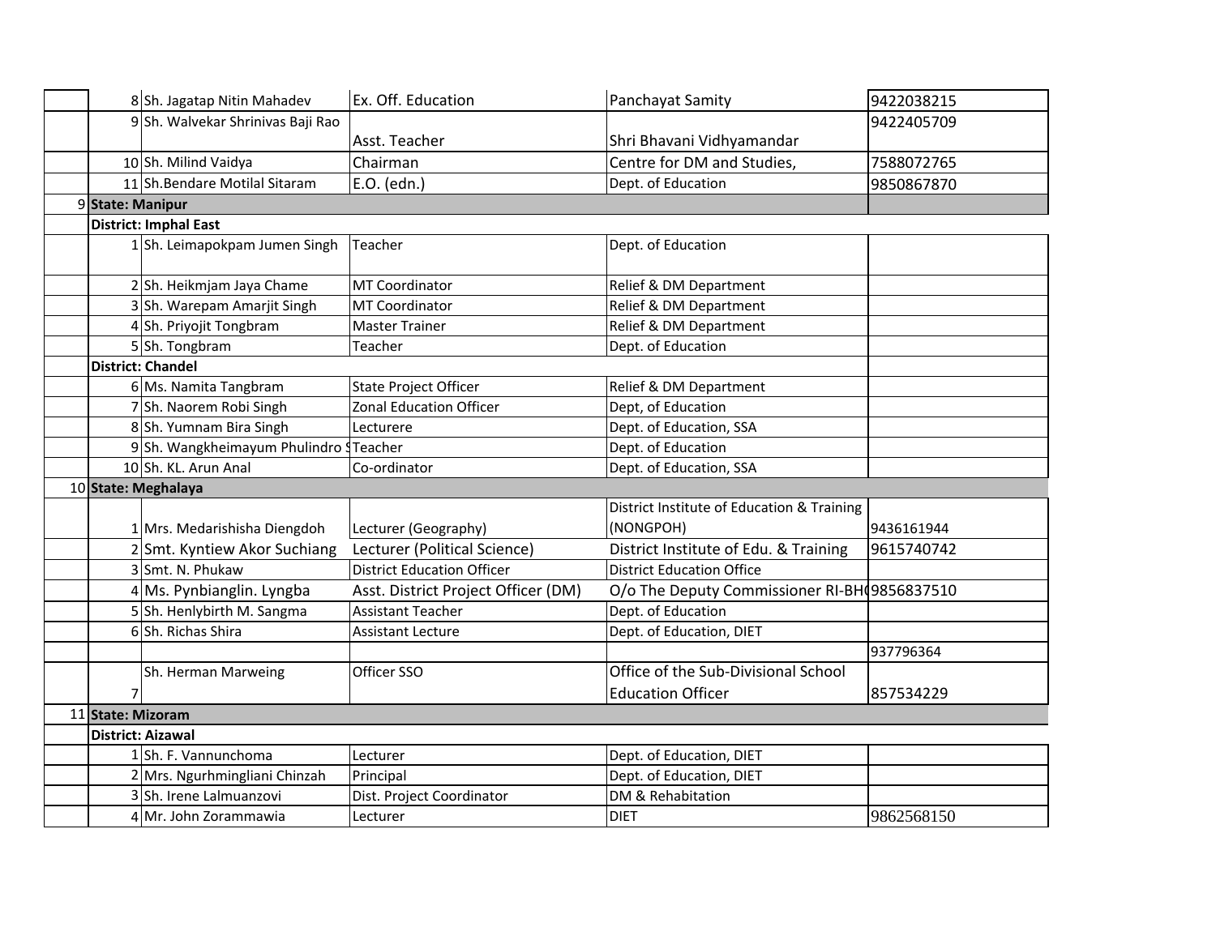| | | | | | |
|---|---|---|---|---|---|
| | 8 | Sh. Jagatap Nitin Mahadev | Ex. Off. Education | Panchayat Samity | 9422038215 |
| | 9 | Sh. Walvekar Shrinivas Baji Rao | Asst. Teacher | Shri Bhavani Vidhyamandar | 9422405709 |
| | 10 | Sh. Milind Vaidya | Chairman | Centre for DM and Studies, | 7588072765 |
| | 11 | Sh.Bendare Motilal Sitaram | E.O. (edn.) | Dept. of Education | 9850867870 |
| 9 | **State: Manipur** | | | | |
| | **District: Imphal East** | | | | |
| | 1 | Sh. Leimapokpam Jumen Singh | Teacher | Dept. of Education | |
| | 2 | Sh. Heikmjam Jaya Chame | MT Coordinator | Relief & DM Department | |
| | 3 | Sh. Warepam Amarjit Singh | MT Coordinator | Relief & DM Department | |
| | 4 | Sh. Priyojit Tongbram | Master Trainer | Relief & DM Department | |
| | 5 | Sh. Tongbram | Teacher | Dept. of Education | |
| | **District: Chandel** | | | | |
| | 6 | Ms. Namita Tangbram | State Project Officer | Relief & DM Department | |
| | 7 | Sh. Naorem Robi Singh | Zonal Education Officer | Dept, of Education | |
| | 8 | Sh. Yumnam Bira Singh | Lecturere | Dept. of Education, SSA | |
| | 9 | Sh. Wangkheimayum Phulindro S | Teacher | Dept. of Education | |
| | 10 | Sh. KL. Arun Anal | Co-ordinator | Dept. of Education, SSA | |
| 10 | **State: Meghalaya** | | | | |
| | 1 | Mrs. Medarishisha Diengdoh | Lecturer (Geography) | District Institute of Education & Training (NONGPOH) | 9436161944 |
| | 2 | Smt. Kyntiew Akor Suchiang | Lecturer (Political Science) | District Institute of Edu. & Training | 9615740742 |
| | 3 | Smt. N. Phukaw | District Education Officer | District Education Office | |
| | 4 | Ms. Pynbianglin. Lyngba | Asst. District Project Officer (DM) | O/o The Deputy Commissioner RI-BH( | 9856837510 |
| | 5 | Sh. Henlybirth M. Sangma | Assistant Teacher | Dept. of Education | |
| | 6 | Sh. Richas Shira | Assistant Lecture | Dept. of Education, DIET | |
| | | | | | 937796364 |
| | 7 | Sh. Herman Marweing | Officer SSO | Office of the Sub-Divisional School Education Officer | 857534229 |
| 11 | **State: Mizoram** | | | | |
| | **District: Aizawal** | | | | |
| | 1 | Sh. F. Vannunchoma | Lecturer | Dept. of Education, DIET | |
| | 2 | Mrs. Ngurhmingliani Chinzah | Principal | Dept. of Education, DIET | |
| | 3 | Sh. Irene Lalmuanzovi | Dist. Project Coordinator | DM & Rehabitation | |
| | 4 | Mr. John Zorammawia | Lecturer | DIET | 9862568150 |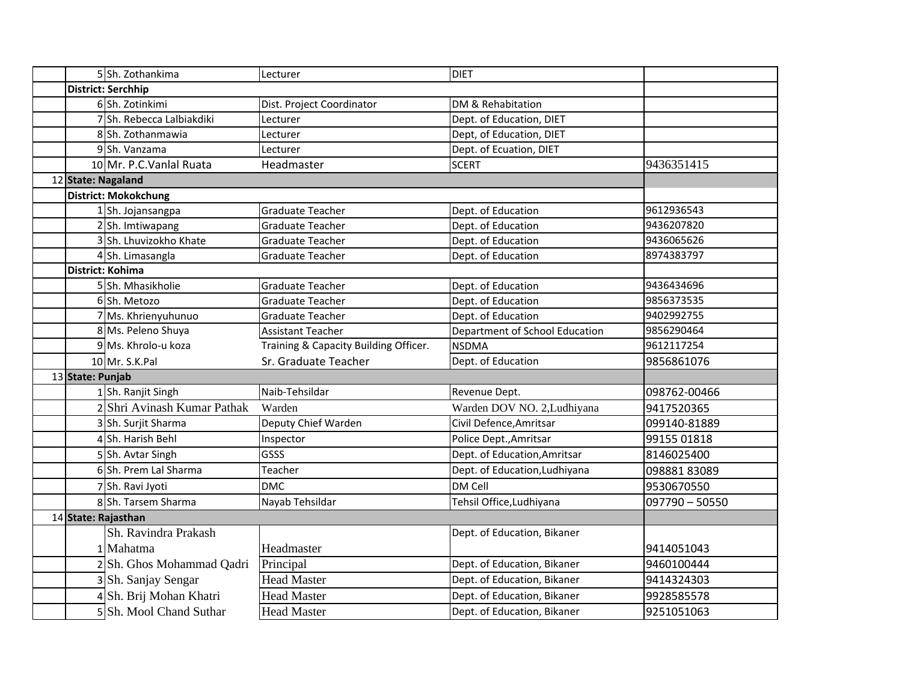| | | | | | |
|---|---|---|---|---|---|
| | 5 | Sh. Zothankima | Lecturer | DIET | |
| | **District: Serchhip** | | | | |
| | 6 | Sh. Zotinkimi | Dist. Project Coordinator | DM & Rehabitation | |
| | 7 | Sh. Rebecca Lalbiakdiki | Lecturer | Dept. of Education, DIET | |
| | 8 | Sh. Zothanmawia | Lecturer | Dept, of Education, DIET | |
| | 9 | Sh. Vanzama | Lecturer | Dept. of Ecuation, DIET | |
| | 10 | Mr. P.C.Vanlal Ruata | Headmaster | SCERT | 9436351415 |
| 12 | **State: Nagaland** | | | | |
| | **District: Mokokchung** | | | | |
| | 1 | Sh. Jojansangpa | Graduate Teacher | Dept. of Education | 9612936543 |
| | 2 | Sh. Imtiwapang | Graduate Teacher | Dept. of Education | 9436207820 |
| | 3 | Sh. Lhuvizokho Khate | Graduate Teacher | Dept. of Education | 9436065626 |
| | 4 | Sh. Limasangla | Graduate Teacher | Dept. of Education | 8974383797 |
| | **District: Kohima** | | | | |
| | 5 | Sh. Mhasikholie | Graduate Teacher | Dept. of Education | 9436434696 |
| | 6 | Sh. Metozo | Graduate Teacher | Dept. of Education | 9856373535 |
| | 7 | Ms. Khrienyuhunuo | Graduate Teacher | Dept. of Education | 9402992755 |
| | 8 | Ms. Peleno Shuya | Assistant Teacher | Department of School Education | 9856290464 |
| | 9 | Ms. Khrolo-u koza | Training & Capacity Building Officer. | NSDMA | 9612117254 |
| | 10 | Mr. S.K.Pal | Sr. Graduate Teacher | Dept. of Education | 9856861076 |
| 13 | **State: Punjab** | | | | |
| | 1 | Sh. Ranjit Singh | Naib-Tehsildar | Revenue Dept. | 098762-00466 |
| | 2 | Shri Avinash Kumar Pathak | Warden | Warden DOV NO. 2,Ludhiyana | 9417520365 |
| | 3 | Sh. Surjit Sharma | Deputy Chief Warden | Civil Defence,Amritsar | 099140-81889 |
| | 4 | Sh. Harish Behl | Inspector | Police Dept.,Amritsar | 99155 01818 |
| | 5 | Sh. Avtar Singh | GSSS | Dept. of Education,Amritsar | 8146025400 |
| | 6 | Sh. Prem Lal Sharma | Teacher | Dept. of Education,Ludhiyana | 098881 83089 |
| | 7 | Sh. Ravi Jyoti | DMC | DM Cell | 9530670550 |
| | 8 | Sh. Tarsem Sharma | Nayab Tehsildar | Tehsil Office,Ludhiyana | 097790 – 50550 |
| 14 | **State: Rajasthan** | | | | |
| | 1 | Sh. Ravindra Prakash Mahatma | Headmaster | Dept. of Education, Bikaner | 9414051043 |
| | 2 | Sh. Ghos Mohammad Qadri | Principal | Dept. of Education, Bikaner | 9460100444 |
| | 3 | Sh. Sanjay Sengar | Head Master | Dept. of Education, Bikaner | 9414324303 |
| | 4 | Sh. Brij Mohan Khatri | Head Master | Dept. of Education, Bikaner | 9928585578 |
| | 5 | Sh. Mool Chand Suthar | Head Master | Dept. of Education, Bikaner | 9251051063 |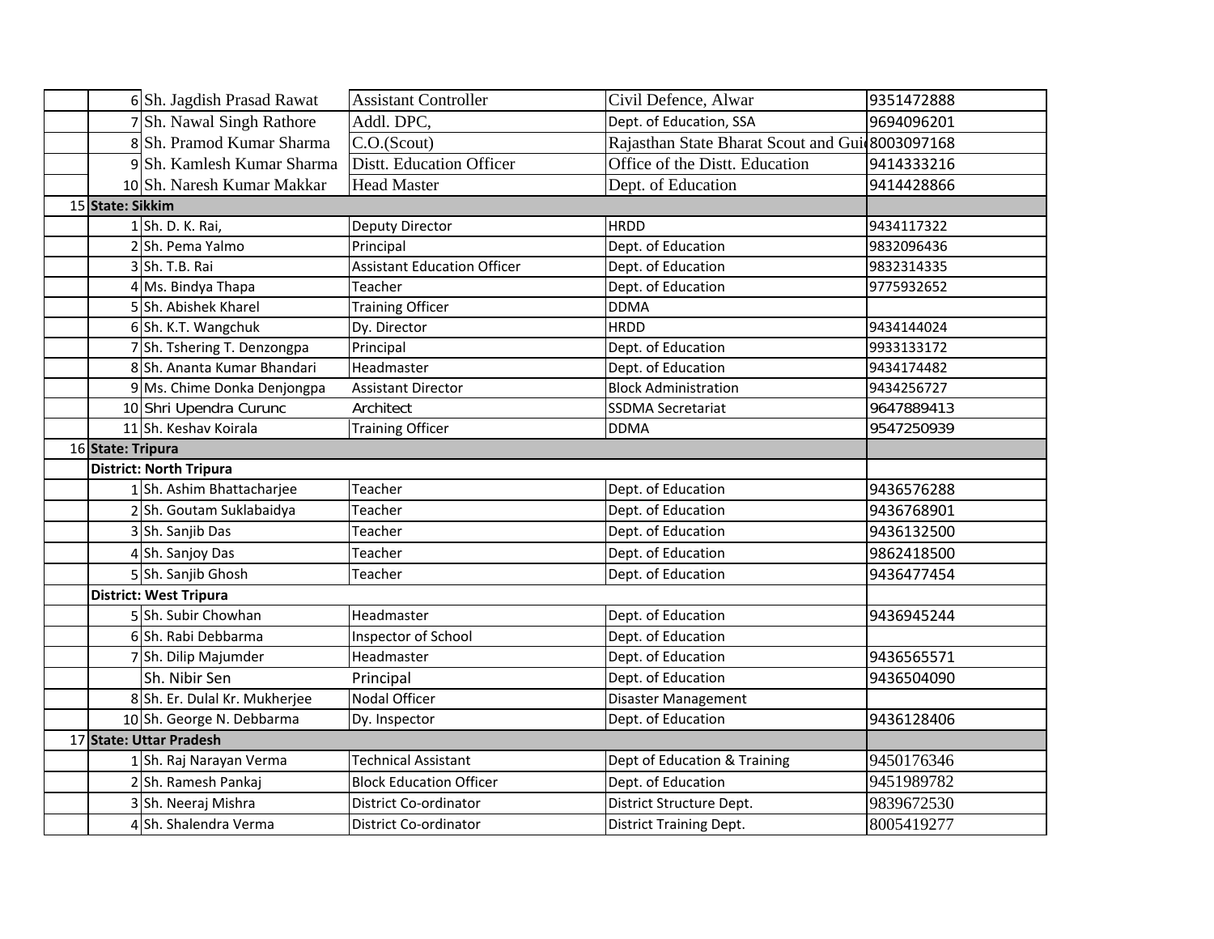| | | | | | |
|---|---|---|---|---|---|
| | 6 | Sh. Jagdish Prasad Rawat | Assistant Controller | Civil Defence, Alwar | 9351472888 |
| | 7 | Sh. Nawal Singh Rathore | Addl. DPC, | Dept. of Education, SSA | 9694096201 |
| | 8 | Sh. Pramod Kumar Sharma | C.O.(Scout) | Rajasthan State Bharat Scout and Gui | 8003097168 |
| | 9 | Sh. Kamlesh Kumar Sharma | Distt. Education Officer | Office of the Distt. Education | 9414333216 |
| | 10 | Sh. Naresh Kumar Makkar | Head Master | Dept. of Education | 9414428866 |
| 15 | **State: Sikkim** | | | | |
| | 1 | Sh. D. K. Rai, | Deputy Director | HRDD | 9434117322 |
| | 2 | Sh. Pema Yalmo | Principal | Dept. of Education | 9832096436 |
| | 3 | Sh. T.B. Rai | Assistant Education Officer | Dept. of Education | 9832314335 |
| | 4 | Ms. Bindya Thapa | Teacher | Dept. of Education | 9775932652 |
| | 5 | Sh. Abishek Kharel | Training Officer | DDMA | |
| | 6 | Sh. K.T. Wangchuk | Dy. Director | HRDD | 9434144024 |
| | 7 | Sh. Tshering T. Denzongpa | Principal | Dept. of Education | 9933133172 |
| | 8 | Sh. Ananta Kumar Bhandari | Headmaster | Dept. of Education | 9434174482 |
| | 9 | Ms. Chime Donka Denjongpa | Assistant Director | Block Administration | 9434256727 |
| | 10 | Shri Upendra Curunc | Architect | SSDMA Secretariat | 9647889413 |
| | 11 | Sh. Keshav Koirala | Training Officer | DDMA | 9547250939 |
| 16 | **State: Tripura** | | | | |
| | **District: North Tripura** | | | | |
| | 1 | Sh. Ashim Bhattacharjee | Teacher | Dept. of Education | 9436576288 |
| | 2 | Sh. Goutam Suklabaidya | Teacher | Dept. of Education | 9436768901 |
| | 3 | Sh. Sanjib Das | Teacher | Dept. of Education | 9436132500 |
| | 4 | Sh. Sanjoy Das | Teacher | Dept. of Education | 9862418500 |
| | 5 | Sh. Sanjib Ghosh | Teacher | Dept. of Education | 9436477454 |
| | **District: West Tripura** | | | | |
| | 5 | Sh. Subir Chowhan | Headmaster | Dept. of Education | 9436945244 |
| | 6 | Sh. Rabi Debbarma | Inspector of School | Dept. of Education | |
| | 7 | Sh. Dilip Majumder | Headmaster | Dept. of Education | 9436565571 |
| | | Sh. Nibir Sen | Principal | Dept. of Education | 9436504090 |
| | 8 | Sh. Er. Dulal Kr. Mukherjee | Nodal Officer | Disaster Management | |
| | 10 | Sh. George N. Debbarma | Dy. Inspector | Dept. of Education | 9436128406 |
| 17 | **State: Uttar Pradesh** | | | | |
| | 1 | Sh. Raj Narayan Verma | Technical Assistant | Dept of Education & Training | 9450176346 |
| | 2 | Sh. Ramesh Pankaj | Block Education Officer | Dept. of Education | 9451989782 |
| | 3 | Sh. Neeraj Mishra | District Co-ordinator | District Structure Dept. | 9839672530 |
| | 4 | Sh. Shalendra Verma | District Co-ordinator | District Training Dept. | 8005419277 |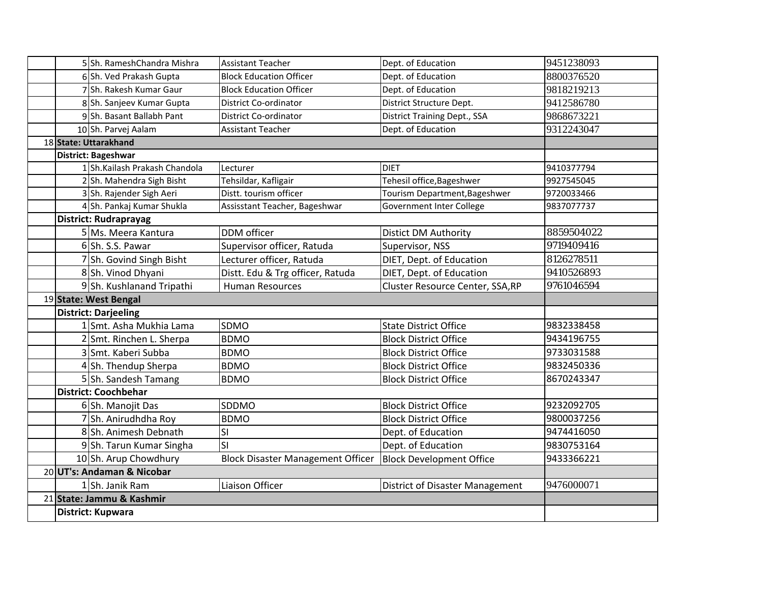| | | | | |
|---|---|---|---|---|
| | 5 Sh. RameshChandra Mishra | Assistant Teacher | Dept. of Education | 9451238093 |
| | 6 Sh. Ved Prakash Gupta | Block Education Officer | Dept. of Education | 8800376520 |
| | 7 Sh. Rakesh Kumar Gaur | Block Education Officer | Dept. of Education | 9818219213 |
| | 8 Sh. Sanjeev Kumar Gupta | District Co-ordinator | District Structure Dept. | 9412586780 |
| | 9 Sh. Basant Ballabh Pant | District Co-ordinator | District Training Dept., SSA | 9868673221 |
| | 10 Sh. Parvej Aalam | Assistant Teacher | Dept. of Education | 9312243047 |
| 18 | **State: Uttarakhand** | | | |
| | **District: Bageshwar** | | | |
| | 1 Sh.Kailash Prakash Chandola | Lecturer | DIET | 9410377794 |
| | 2 Sh. Mahendra Sigh Bisht | Tehsildar, Kafligair | Tehesil office,Bageshwer | 9927545045 |
| | 3 Sh. Rajender Sigh Aeri | Distt. tourism officer | Tourism Department,Bageshwer | 9720033466 |
| | 4 Sh. Pankaj Kumar Shukla | Assisstant Teacher, Bageshwar | Government Inter College | 9837077737 |
| | **District: Rudraprayag** | | | |
| | 5 Ms. Meera Kantura | DDM officer | Distict DM Authority | 8859504022 |
| | 6 Sh. S.S. Pawar | Supervisor officer, Ratuda | Supervisor, NSS | 9719409416 |
| | 7 Sh. Govind Singh Bisht | Lecturer officer, Ratuda | DIET, Dept. of Education | 8126278511 |
| | 8 Sh. Vinod Dhyani | Distt. Edu & Trg officer, Ratuda | DIET, Dept. of Education | 9410526893 |
| | 9 Sh. Kushlanand Tripathi | Human Resources | Cluster Resource Center, SSA,RP | 9761046594 |
| 19 | **State: West Bengal** | | | |
| | **District: Darjeeling** | | | |
| | 1 Smt. Asha Mukhia Lama | SDMO | State District Office | 9832338458 |
| | 2 Smt. Rinchen L. Sherpa | BDMO | Block District Office | 9434196755 |
| | 3 Smt. Kaberi Subba | BDMO | Block District Office | 9733031588 |
| | 4 Sh. Thendup Sherpa | BDMO | Block District Office | 9832450336 |
| | 5 Sh. Sandesh Tamang | BDMO | Block District Office | 8670243347 |
| | **District: Coochbehar** | | | |
| | 6 Sh. Manojit Das | SDDMO | Block District Office | 9232092705 |
| | 7 Sh. Anirudhdha Roy | BDMO | Block District Office | 9800037256 |
| | 8 Sh. Animesh Debnath | SI | Dept. of Education | 9474416050 |
| | 9 Sh. Tarun Kumar Singha | SI | Dept. of Education | 9830753164 |
| | 10 Sh. Arup Chowdhury | Block Disaster Management Officer | Block Development Office | 9433366221 |
| 20 | **UT's: Andaman & Nicobar** | | | |
| | 1 Sh. Janik Ram | Liaison Officer | District of Disaster Management | 9476000071 |
| 21 | **State: Jammu & Kashmir** | | | |
| | **District: Kupwara** | | | |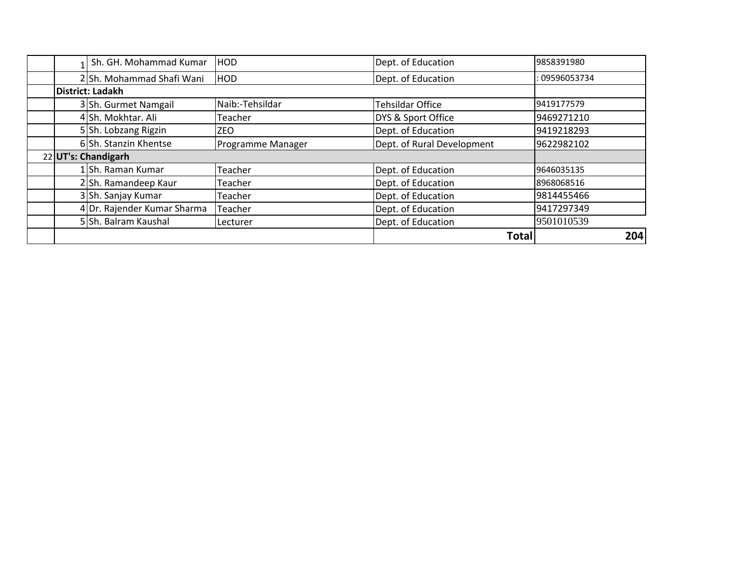| | | | | | |
|---|---|---|---|---|---|
| | 1 | Sh. GH. Mohammad Kumar | HOD | Dept. of Education | 9858391980 |
| | 2 | Sh. Mohammad Shafi Wani | HOD | Dept. of Education | : 09596053734 |
| | **District: Ladakh** | | | | |
| | 3 | Sh. Gurmet Namgail | Naib:-Tehsildar | Tehsildar Office | 9419177579 |
| | 4 | Sh. Mokhtar. Ali | Teacher | DYS & Sport Office | 9469271210 |
| | 5 | Sh. Lobzang Rigzin | ZEO | Dept. of Education | 9419218293 |
| | 6 | Sh. Stanzin Khentse | Programme Manager | Dept. of Rural Development | 9622982102 |
| 22 | **UT's: Chandigarh** | | | | |
| | 1 | Sh. Raman Kumar | Teacher | Dept. of Education | 9646035135 |
| | 2 | Sh. Ramandeep Kaur | Teacher | Dept. of Education | 8968068516 |
| | 3 | Sh. Sanjay Kumar | Teacher | Dept. of Education | 9814455466 |
| | 4 | Dr. Rajender Kumar Sharma | Teacher | Dept. of Education | 9417297349 |
| | 5 | Sh. Balram Kaushal | Lecturer | Dept. of Education | 9501010539 |
| | | | | **Total** | **204** |